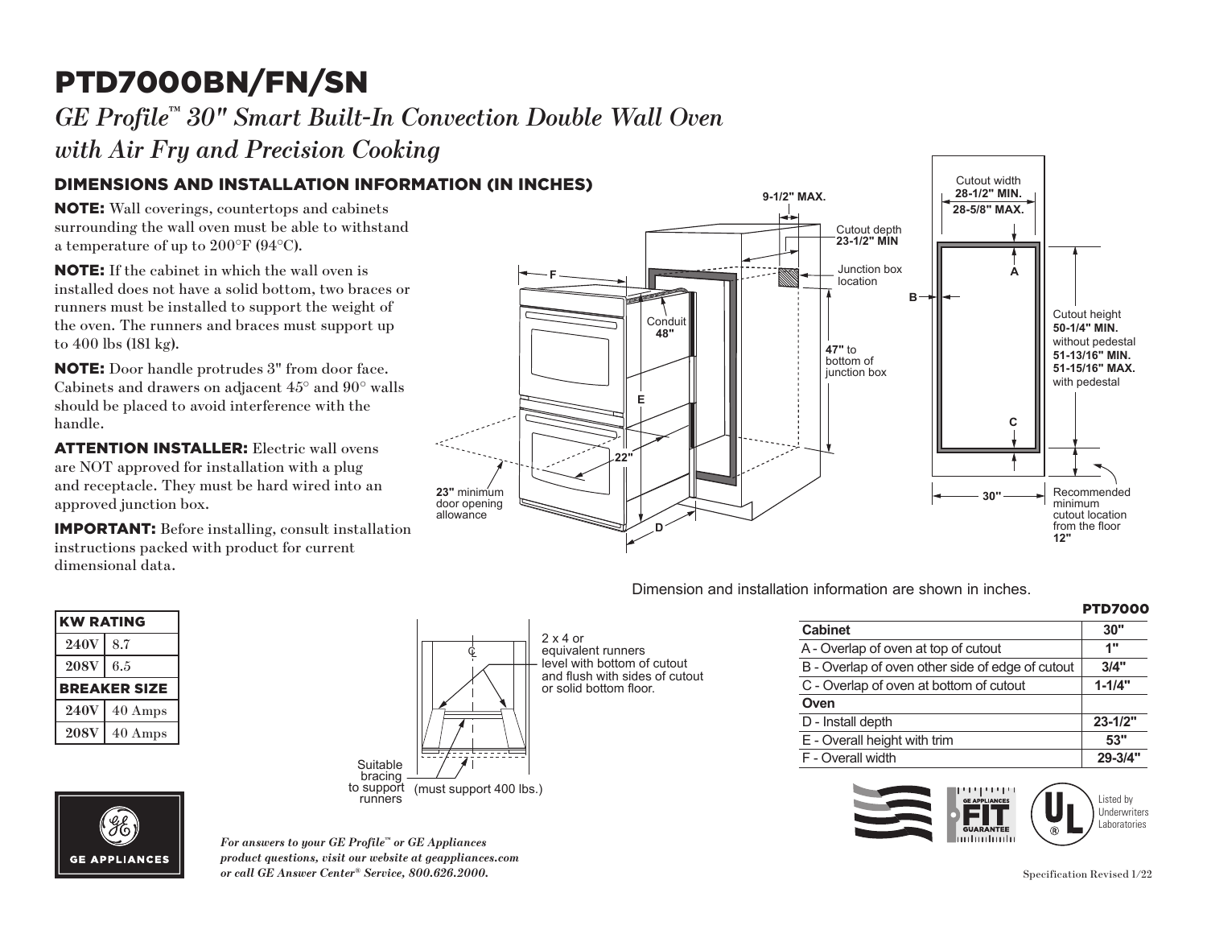# PTD7000BN/FN/SN

*GE Profile™ 30" Smart Built-In Convection Double Wall Oven with Air Fry and Precision Cooking*

## DIMENSIONS AND INSTALLATION INFORMATION (IN INCHES)

**NOTE:** Wall coverings, countertops and cabinets surrounding the wall oven must be able to withstand a temperature of up to 200°F (94°C).

**NOTE:** If the cabinet in which the wall oven is installed does not have a solid bottom, two braces or runners must be installed to support the weight of the oven. The runners and braces must support up to 400 lbs (181 kg).

**NOTE:** Door handle protrudes 3" from door face. Cabinets and drawers on adjacent 45° and 90° walls should be placed to avoid interference with the handle.

**ATTENTION INSTALLER:** Electric wall ovens are NOT approved for installation with a plug and receptacle. They must be hard wired into an approved junction box.

**IMPORTANT:** Before installing, consult installation instructions packed with product for current dimensional data.

9-1/2" MAX.

Cutout depth **23-1/2" MIN**

Junction box location

Conduit **48"**

**47"** to bottom of junction box

**23"** minimum door opening allowance

22"

Cutout width **28-1/2" MIN.** **28-5/8" MAX.**

Cutout height **50-1/4" MIN.** without pedestal **51-13/16" MIN.** **51-15/16" MAX.** with pedestal

30"

Recommended minimum cutout location from the floor **12"**

Dimension and installation information are shown in inches.

| KW RATING | |
|---|---|
| 240V | 8.7 |
| 208V | 6.5 |
| **BREAKER SIZE** | |
| 240V | 40 Amps |
| 208V | 40 Amps |

2 x 4 or equivalent runners level with bottom of cutout and flush with sides of cutout or solid bottom floor.

Suitable bracing to support runners (must support 400 lbs.)

**PTD7000**

| Cabinet | 30" |
|---|---|
| A - Overlap of oven at top of cutout | 1" |
| B - Overlap of oven other side of edge of cutout | 3/4" |
| C - Overlap of oven at bottom of cutout | 1-1/4" |
| **Oven** | |
| D - Install depth | 23-1/2" |
| E - Overall height with trim | 53" |
| F - Overall width | 29-3/4" |

Listed by Underwriters Laboratories

*For answers to your GE Profile™ or GE Appliances product questions, visit our website at geappliances.com or call GE Answer Center® Service, 800.626.2000.*

Specification Revised 1/22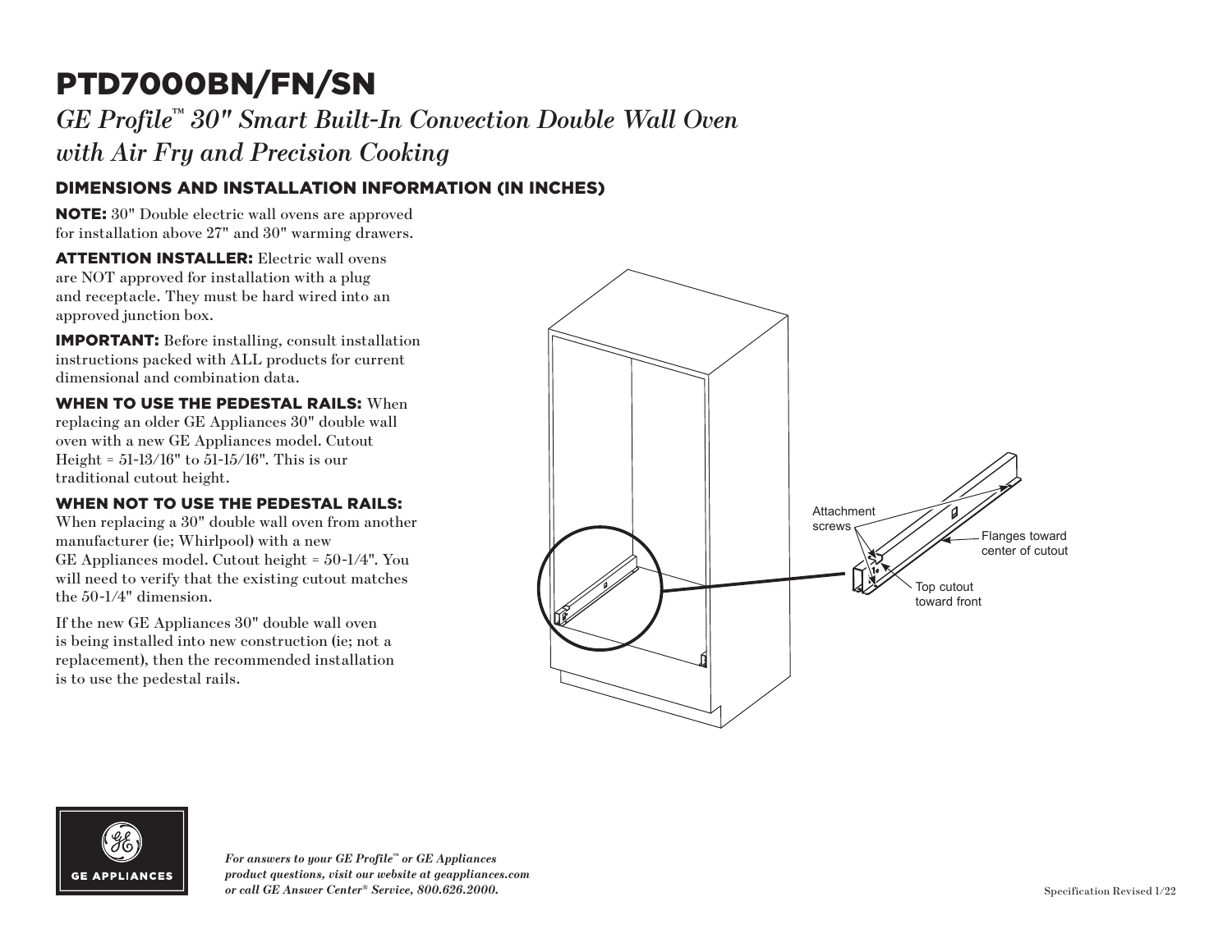# PTD7000BN/FN/SN

## *GE Profile™ 30" Smart Built-In Convection Double Wall Oven with Air Fry and Precision Cooking*

### DIMENSIONS AND INSTALLATION INFORMATION (IN INCHES)

**NOTE:** 30" Double electric wall ovens are approved for installation above 27" and 30" warming drawers.

**ATTENTION INSTALLER:** Electric wall ovens are NOT approved for installation with a plug and receptacle. They must be hard wired into an approved junction box.

**IMPORTANT:** Before installing, consult installation instructions packed with ALL products for current dimensional and combination data.

**WHEN TO USE THE PEDESTAL RAILS:** When replacing an older GE Appliances 30" double wall oven with a new GE Appliances model. Cutout Height = 51-13/16" to 51-15/16". This is our traditional cutout height.

**WHEN NOT TO USE THE PEDESTAL RAILS:** When replacing a 30" double wall oven from another manufacturer (ie; Whirlpool) with a new GE Appliances model. Cutout height = 50-1/4". You will need to verify that the existing cutout matches the 50-1/4" dimension.

If the new GE Appliances 30" double wall oven is being installed into new construction (ie; not a replacement), then the recommended installation is to use the pedestal rails.

Attachment screws

Flanges toward center of cutout

Top cutout toward front

*For answers to your GE Profile™ or GE Appliances product questions, visit our website at geappliances.com or call GE Answer Center® Service, 800.626.2000.*

Specification Revised 1/22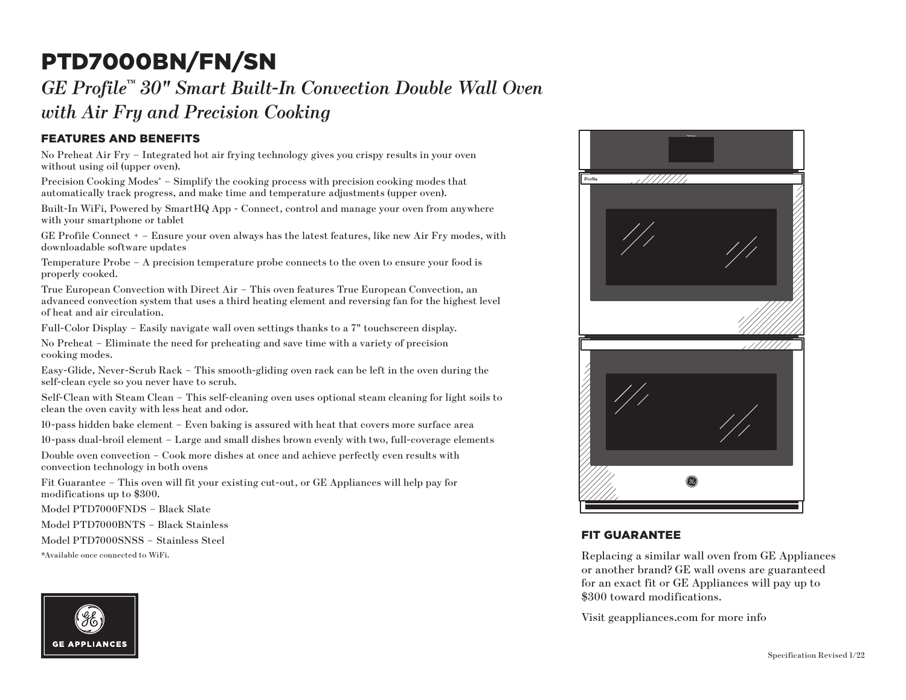# PTD7000BN/FN/SN

*GE Profile™ 30" Smart Built-In Convection Double Wall Oven with Air Fry and Precision Cooking*

## FEATURES AND BENEFITS

No Preheat Air Fry – Integrated hot air frying technology gives you crispy results in your oven without using oil (upper oven).

Precision Cooking Modes* – Simplify the cooking process with precision cooking modes that automatically track progress, and make time and temperature adjustments (upper oven).

Built-In WiFi, Powered by SmartHQ App - Connect, control and manage your oven from anywhere with your smartphone or tablet

GE Profile Connect + – Ensure your oven always has the latest features, like new Air Fry modes, with downloadable software updates

Temperature Probe – A precision temperature probe connects to the oven to ensure your food is properly cooked.

True European Convection with Direct Air – This oven features True European Convection, an advanced convection system that uses a third heating element and reversing fan for the highest level of heat and air circulation.

Full-Color Display – Easily navigate wall oven settings thanks to a 7" touchscreen display.

No Preheat – Eliminate the need for preheating and save time with a variety of precision cooking modes.

Easy-Glide, Never-Scrub Rack – This smooth-gliding oven rack can be left in the oven during the self-clean cycle so you never have to scrub.

Self-Clean with Steam Clean – This self-cleaning oven uses optional steam cleaning for light soils to clean the oven cavity with less heat and odor.

10-pass hidden bake element – Even baking is assured with heat that covers more surface area

10-pass dual-broil element – Large and small dishes brown evenly with two, full-coverage elements

Double oven convection – Cook more dishes at once and achieve perfectly even results with convection technology in both ovens

Fit Guarantee – This oven will fit your existing cut-out, or GE Appliances will help pay for modifications up to $300.

Model PTD7000FNDS – Black Slate

Model PTD7000BNTS – Black Stainless

Model PTD7000SNSS – Stainless Steel

*Available once connected to WiFi.

GE APPLIANCES

## FIT GUARANTEE

Replacing a similar wall oven from GE Appliances or another brand? GE wall ovens are guaranteed for an exact fit or GE Appliances will pay up to $300 toward modifications.

Visit geappliances.com for more info

Specification Revised 1/22